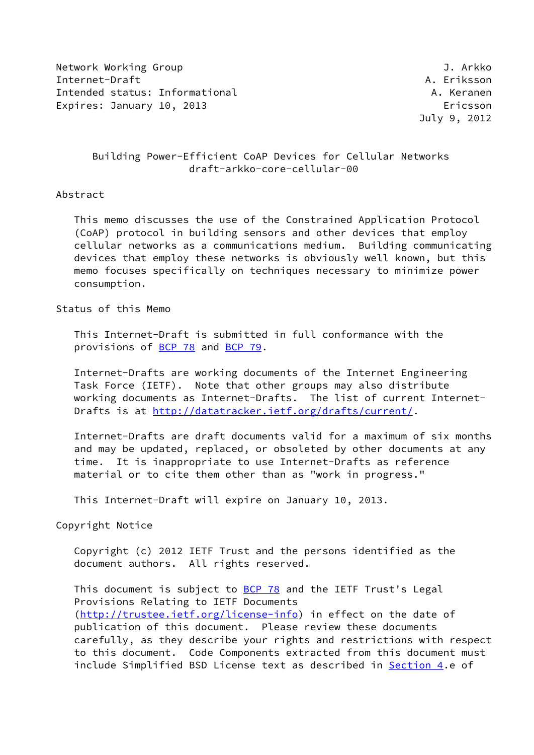Network Working Group J. Arkko
Internet-Draft A. Eriksson
Intended status: Informational A. Keranen
Expires: January 10, 2013 Ericsson
July 9, 2012

# Building Power-Efficient CoAP Devices for Cellular Networks
draft-arkko-core-cellular-00

## Abstract

This memo discusses the use of the Constrained Application Protocol (CoAP) protocol in building sensors and other devices that employ cellular networks as a communications medium. Building communicating devices that employ these networks is obviously well known, but this memo focuses specifically on techniques necessary to minimize power consumption.

## Status of this Memo

This Internet-Draft is submitted in full conformance with the provisions of BCP 78 and BCP 79.

Internet-Drafts are working documents of the Internet Engineering Task Force (IETF). Note that other groups may also distribute working documents as Internet-Drafts. The list of current Internet-Drafts is at http://datatracker.ietf.org/drafts/current/.

Internet-Drafts are draft documents valid for a maximum of six months and may be updated, replaced, or obsoleted by other documents at any time. It is inappropriate to use Internet-Drafts as reference material or to cite them other than as "work in progress."

This Internet-Draft will expire on January 10, 2013.

## Copyright Notice

Copyright (c) 2012 IETF Trust and the persons identified as the document authors. All rights reserved.

This document is subject to BCP 78 and the IETF Trust's Legal Provisions Relating to IETF Documents (http://trustee.ietf.org/license-info) in effect on the date of publication of this document. Please review these documents carefully, as they describe your rights and restrictions with respect to this document. Code Components extracted from this document must include Simplified BSD License text as described in Section 4.e of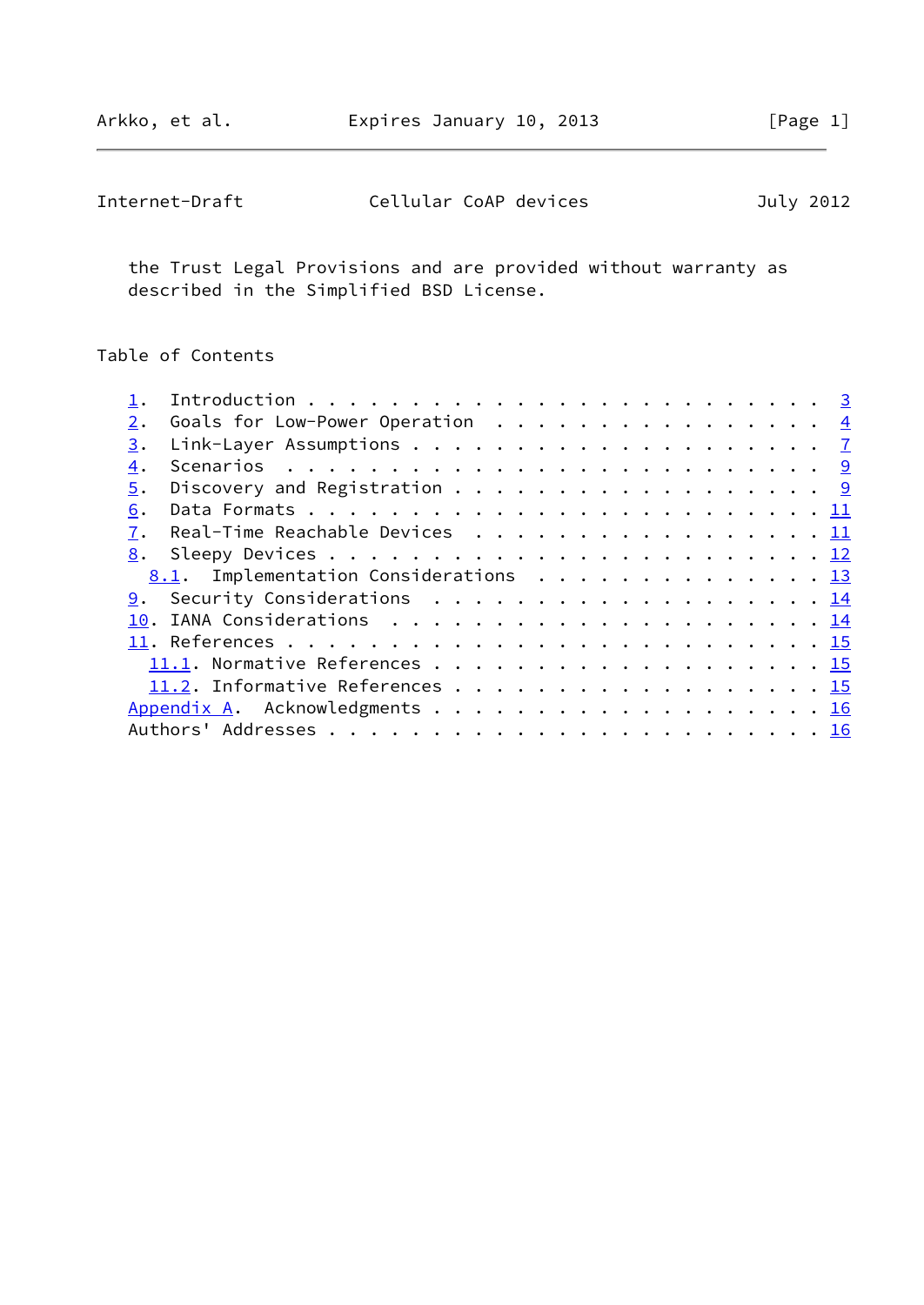the Trust Legal Provisions and are provided without warranty as
described in the Simplified BSD License.

## Table of Contents

1. Introduction . . . . . . . . . . . . . . . . . . . . . . . . 3
2. Goals for Low-Power Operation . . . . . . . . . . . . . . . . 4
3. Link-Layer Assumptions . . . . . . . . . . . . . . . . . . . 7
4. Scenarios . . . . . . . . . . . . . . . . . . . . . . . . . 9
5. Discovery and Registration . . . . . . . . . . . . . . . . . 9
6. Data Formats . . . . . . . . . . . . . . . . . . . . . . . . 11
7. Real-Time Reachable Devices . . . . . . . . . . . . . . . . . 11
8. Sleepy Devices . . . . . . . . . . . . . . . . . . . . . . . 12
   8.1. Implementation Considerations . . . . . . . . . . . . . . 13
9. Security Considerations . . . . . . . . . . . . . . . . . . . 14
10. IANA Considerations . . . . . . . . . . . . . . . . . . . . . 14
11. References . . . . . . . . . . . . . . . . . . . . . . . . . 15
   11.1. Normative References . . . . . . . . . . . . . . . . . . 15
   11.2. Informative References . . . . . . . . . . . . . . . . . 15
Appendix A. Acknowledgments . . . . . . . . . . . . . . . . . . . 16
Authors' Addresses . . . . . . . . . . . . . . . . . . . . . . . . 16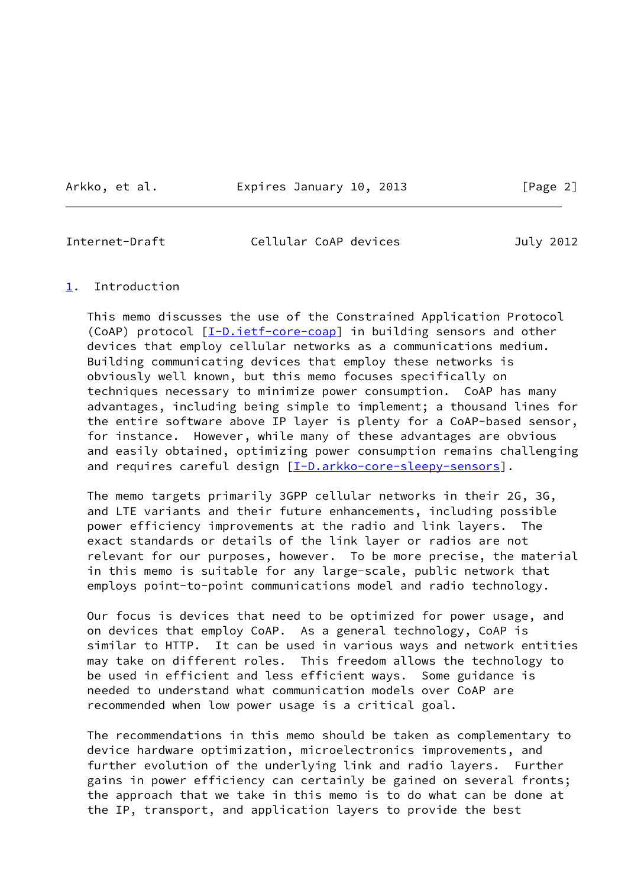## 1. Introduction

This memo discusses the use of the Constrained Application Protocol (CoAP) protocol [I-D.ietf-core-coap] in building sensors and other devices that employ cellular networks as a communications medium. Building communicating devices that employ these networks is obviously well known, but this memo focuses specifically on techniques necessary to minimize power consumption. CoAP has many advantages, including being simple to implement; a thousand lines for the entire software above IP layer is plenty for a CoAP-based sensor, for instance. However, while many of these advantages are obvious and easily obtained, optimizing power consumption remains challenging and requires careful design [I-D.arkko-core-sleepy-sensors].

The memo targets primarily 3GPP cellular networks in their 2G, 3G, and LTE variants and their future enhancements, including possible power efficiency improvements at the radio and link layers. The exact standards or details of the link layer or radios are not relevant for our purposes, however. To be more precise, the material in this memo is suitable for any large-scale, public network that employs point-to-point communications model and radio technology.

Our focus is devices that need to be optimized for power usage, and on devices that employ CoAP. As a general technology, CoAP is similar to HTTP. It can be used in various ways and network entities may take on different roles. This freedom allows the technology to be used in efficient and less efficient ways. Some guidance is needed to understand what communication models over CoAP are recommended when low power usage is a critical goal.

The recommendations in this memo should be taken as complementary to device hardware optimization, microelectronics improvements, and further evolution of the underlying link and radio layers. Further gains in power efficiency can certainly be gained on several fronts; the approach that we take in this memo is to do what can be done at the IP, transport, and application layers to provide the best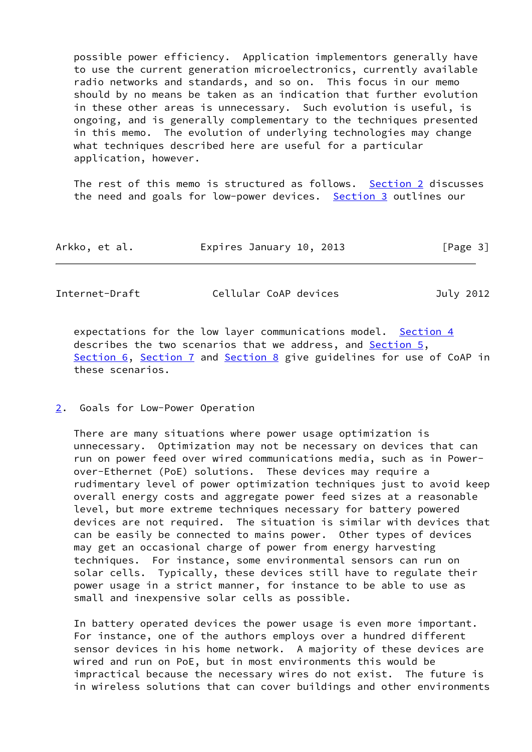possible power efficiency. Application implementors generally have to use the current generation microelectronics, currently available radio networks and standards, and so on. This focus in our memo should by no means be taken as an indication that further evolution in these other areas is unnecessary. Such evolution is useful, is ongoing, and is generally complementary to the techniques presented in this memo. The evolution of underlying technologies may change what techniques described here are useful for a particular application, however.

The rest of this memo is structured as follows. Section 2 discusses the need and goals for low-power devices. Section 3 outlines our expectations for the low layer communications model. Section 4 describes the two scenarios that we address, and Section 5, Section 6, Section 7 and Section 8 give guidelines for use of CoAP in these scenarios.

## 2. Goals for Low-Power Operation

There are many situations where power usage optimization is unnecessary. Optimization may not be necessary on devices that can run on power feed over wired communications media, such as in Power-over-Ethernet (PoE) solutions. These devices may require a rudimentary level of power optimization techniques just to avoid keep overall energy costs and aggregate power feed sizes at a reasonable level, but more extreme techniques necessary for battery powered devices are not required. The situation is similar with devices that can be easily be connected to mains power. Other types of devices may get an occasional charge of power from energy harvesting techniques. For instance, some environmental sensors can run on solar cells. Typically, these devices still have to regulate their power usage in a strict manner, for instance to be able to use as small and inexpensive solar cells as possible.

In battery operated devices the power usage is even more important. For instance, one of the authors employs over a hundred different sensor devices in his home network. A majority of these devices are wired and run on PoE, but in most environments this would be impractical because the necessary wires do not exist. The future is in wireless solutions that can cover buildings and other environments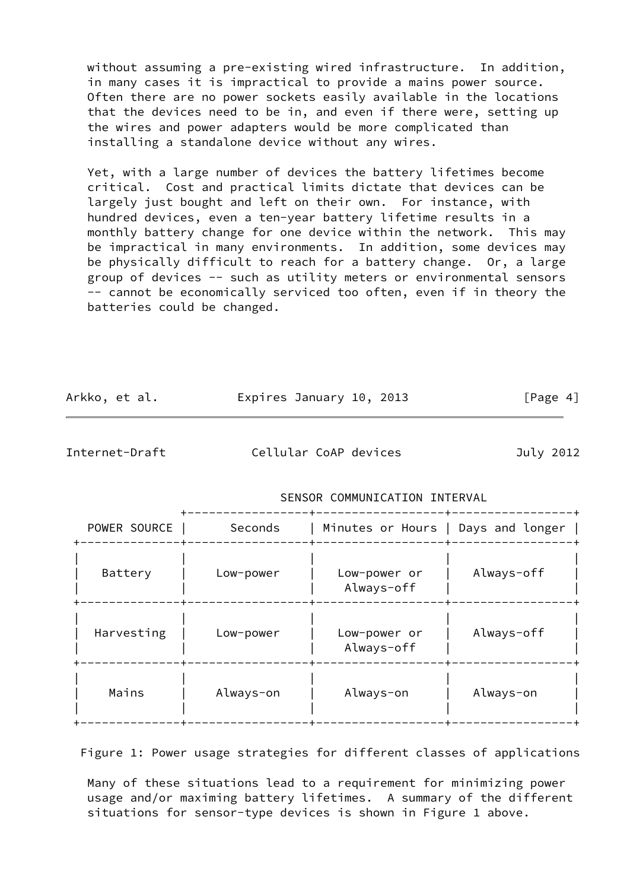without assuming a pre-existing wired infrastructure. In addition, in many cases it is impractical to provide a mains power source. Often there are no power sockets easily available in the locations that the devices need to be in, and even if there were, setting up the wires and power adapters would be more complicated than installing a standalone device without any wires.

Yet, with a large number of devices the battery lifetimes become critical. Cost and practical limits dictate that devices can be largely just bought and left on their own. For instance, with hundred devices, even a ten-year battery lifetime results in a monthly battery change for one device within the network. This may be impractical in many environments. In addition, some devices may be physically difficult to reach for a battery change. Or, a large group of devices -- such as utility meters or environmental sensors -- cannot be economically serviced too often, even if in theory the batteries could be changed.

| | SENSOR COMMUNICATION INTERVAL | | |
|---|---|---|---|
| POWER SOURCE | Seconds | Minutes or Hours | Days and longer |
| Battery | Low-power | Low-power or Always-off | Always-off |
| Harvesting | Low-power | Low-power or Always-off | Always-off |
| Mains | Always-on | Always-on | Always-on |

Figure 1: Power usage strategies for different classes of applications

Many of these situations lead to a requirement for minimizing power usage and/or maximing battery lifetimes. A summary of the different situations for sensor-type devices is shown in Figure 1 above.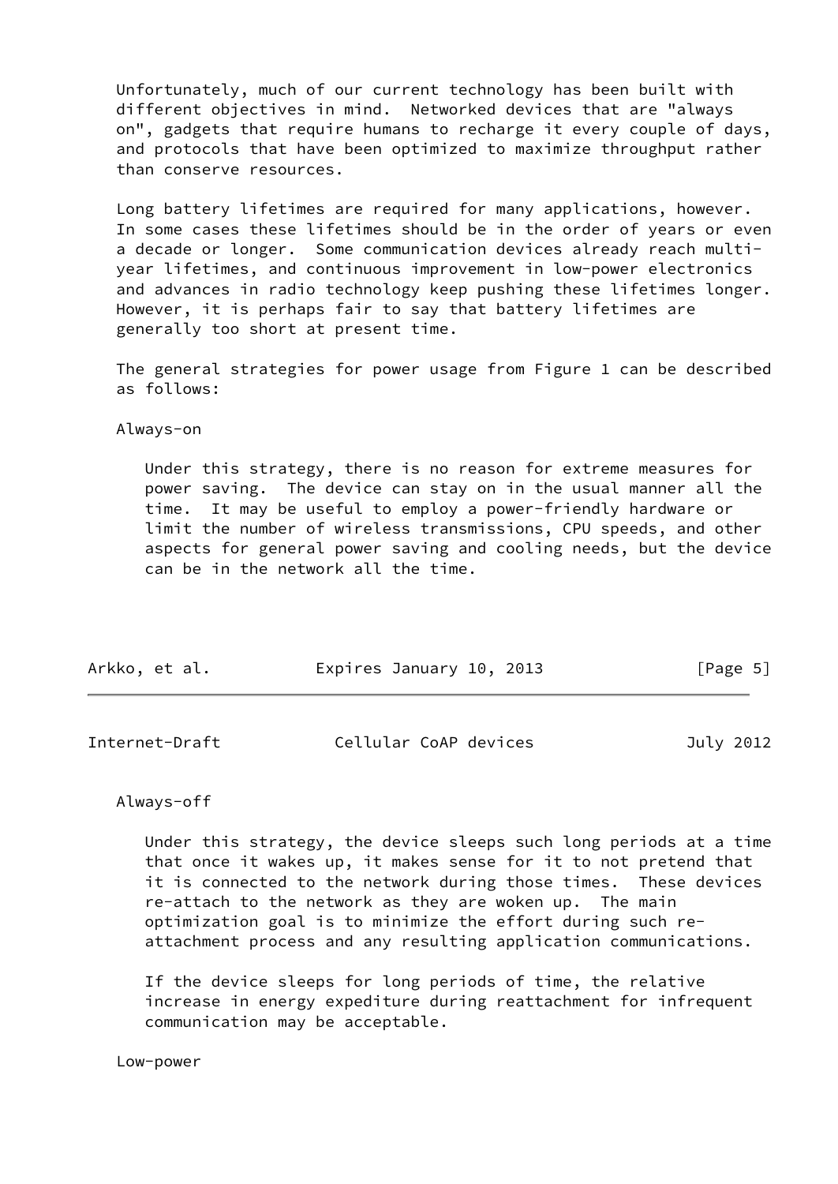Unfortunately, much of our current technology has been built with different objectives in mind. Networked devices that are "always on", gadgets that require humans to recharge it every couple of days, and protocols that have been optimized to maximize throughput rather than conserve resources.

Long battery lifetimes are required for many applications, however. In some cases these lifetimes should be in the order of years or even a decade or longer. Some communication devices already reach multi-year lifetimes, and continuous improvement in low-power electronics and advances in radio technology keep pushing these lifetimes longer. However, it is perhaps fair to say that battery lifetimes are generally too short at present time.

The general strategies for power usage from Figure 1 can be described as follows:

Always-on

Under this strategy, there is no reason for extreme measures for power saving. The device can stay on in the usual manner all the time. It may be useful to employ a power-friendly hardware or limit the number of wireless transmissions, CPU speeds, and other aspects for general power saving and cooling needs, but the device can be in the network all the time.

Always-off

Under this strategy, the device sleeps such long periods at a time that once it wakes up, it makes sense for it to not pretend that it is connected to the network during those times. These devices re-attach to the network as they are woken up. The main optimization goal is to minimize the effort during such re-attachment process and any resulting application communications.

If the device sleeps for long periods of time, the relative increase in energy expediture during reattachment for infrequent communication may be acceptable.

Low-power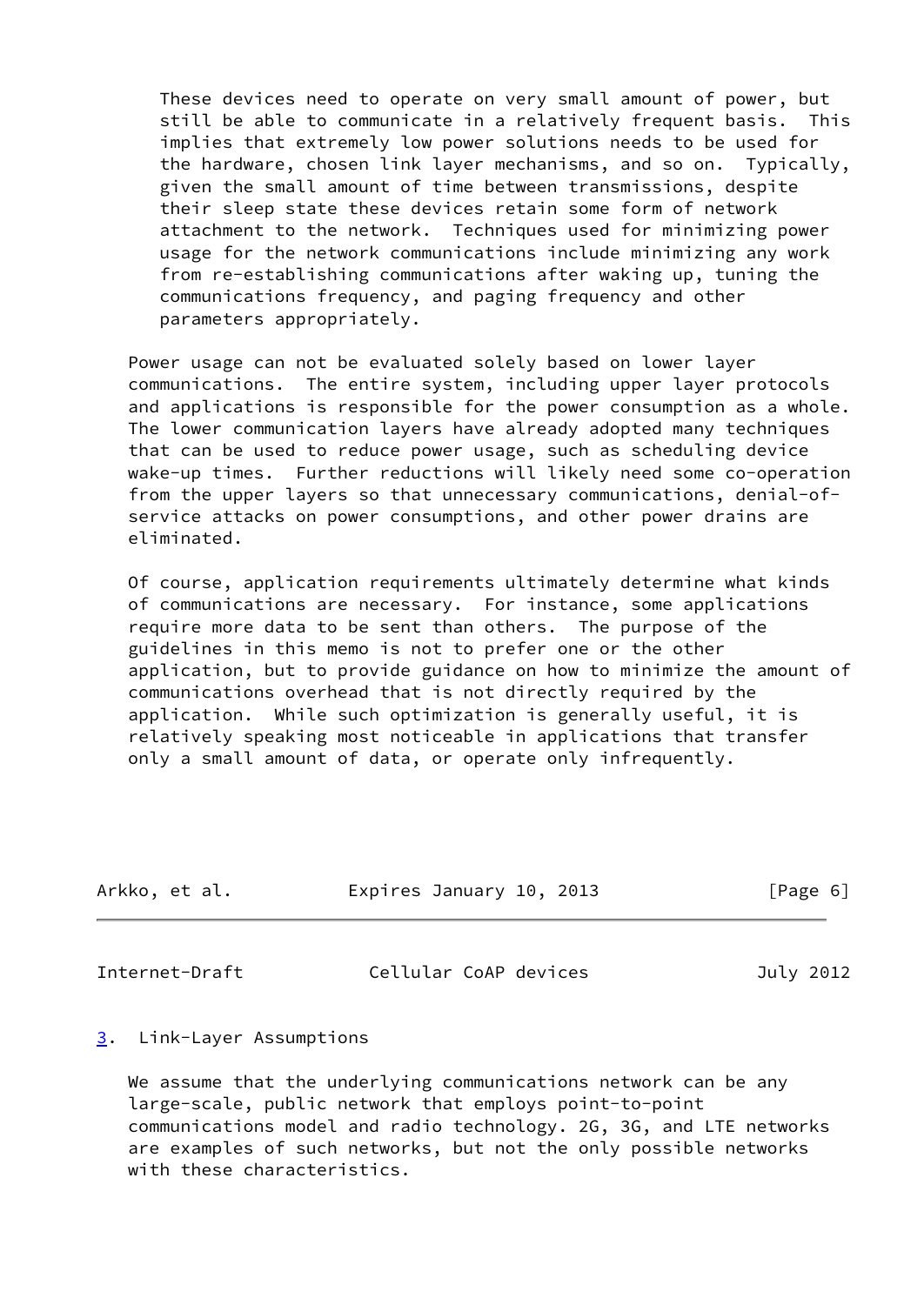These devices need to operate on very small amount of power, but still be able to communicate in a relatively frequent basis. This implies that extremely low power solutions needs to be used for the hardware, chosen link layer mechanisms, and so on. Typically, given the small amount of time between transmissions, despite their sleep state these devices retain some form of network attachment to the network. Techniques used for minimizing power usage for the network communications include minimizing any work from re-establishing communications after waking up, tuning the communications frequency, and paging frequency and other parameters appropriately.

Power usage can not be evaluated solely based on lower layer communications. The entire system, including upper layer protocols and applications is responsible for the power consumption as a whole. The lower communication layers have already adopted many techniques that can be used to reduce power usage, such as scheduling device wake-up times. Further reductions will likely need some co-operation from the upper layers so that unnecessary communications, denial-of-service attacks on power consumptions, and other power drains are eliminated.

Of course, application requirements ultimately determine what kinds of communications are necessary. For instance, some applications require more data to be sent than others. The purpose of the guidelines in this memo is not to prefer one or the other application, but to provide guidance on how to minimize the amount of communications overhead that is not directly required by the application. While such optimization is generally useful, it is relatively speaking most noticeable in applications that transfer only a small amount of data, or operate only infrequently.

## 3. Link-Layer Assumptions

We assume that the underlying communications network can be any large-scale, public network that employs point-to-point communications model and radio technology. 2G, 3G, and LTE networks are examples of such networks, but not the only possible networks with these characteristics.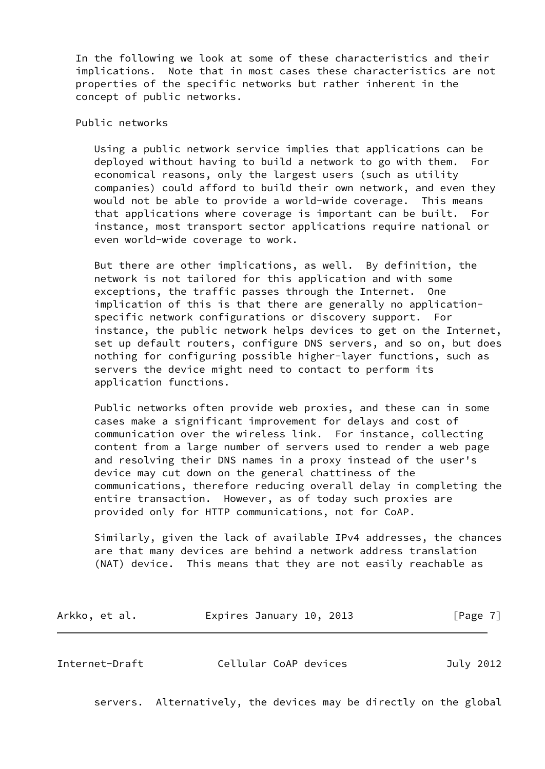In the following we look at some of these characteristics and their implications. Note that in most cases these characteristics are not properties of the specific networks but rather inherent in the concept of public networks.

Public networks

Using a public network service implies that applications can be deployed without having to build a network to go with them. For economical reasons, only the largest users (such as utility companies) could afford to build their own network, and even they would not be able to provide a world-wide coverage. This means that applications where coverage is important can be built. For instance, most transport sector applications require national or even world-wide coverage to work.

But there are other implications, as well. By definition, the network is not tailored for this application and with some exceptions, the traffic passes through the Internet. One implication of this is that there are generally no application-specific network configurations or discovery support. For instance, the public network helps devices to get on the Internet, set up default routers, configure DNS servers, and so on, but does nothing for configuring possible higher-layer functions, such as servers the device might need to contact to perform its application functions.

Public networks often provide web proxies, and these can in some cases make a significant improvement for delays and cost of communication over the wireless link. For instance, collecting content from a large number of servers used to render a web page and resolving their DNS names in a proxy instead of the user's device may cut down on the general chattiness of the communications, therefore reducing overall delay in completing the entire transaction. However, as of today such proxies are provided only for HTTP communications, not for CoAP.

Similarly, given the lack of available IPv4 addresses, the chances are that many devices are behind a network address translation (NAT) device. This means that they are not easily reachable as servers. Alternatively, the devices may be directly on the global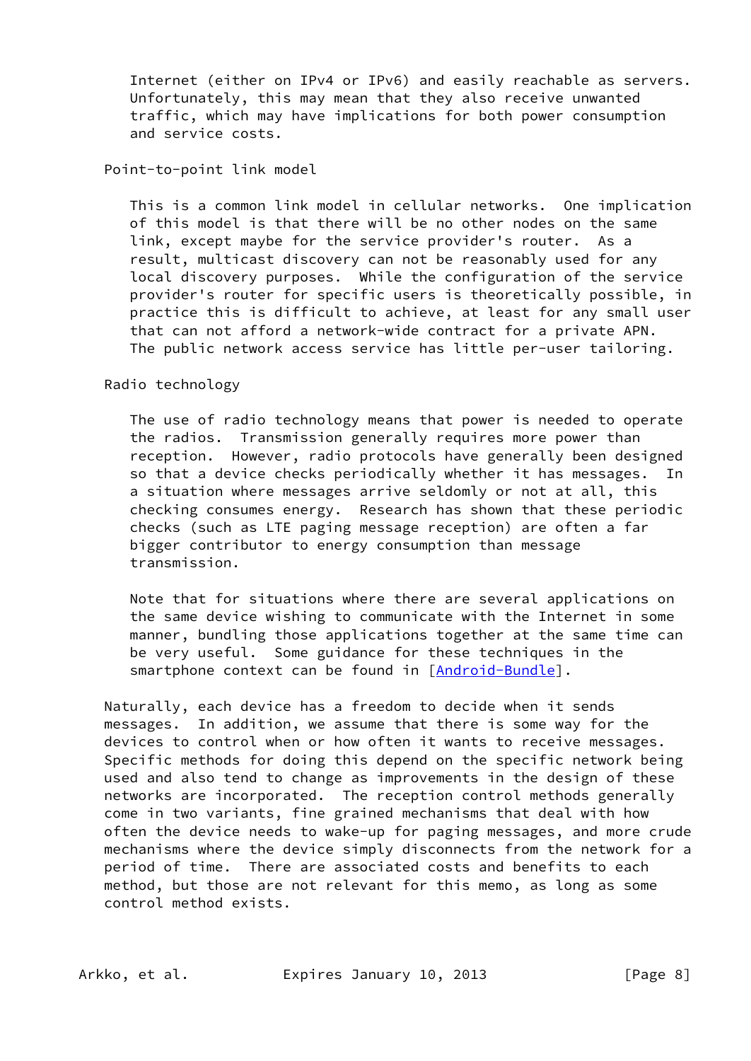Internet (either on IPv4 or IPv6) and easily reachable as servers. Unfortunately, this may mean that they also receive unwanted traffic, which may have implications for both power consumption and service costs.

Point-to-point link model

This is a common link model in cellular networks. One implication of this model is that there will be no other nodes on the same link, except maybe for the service provider's router. As a result, multicast discovery can not be reasonably used for any local discovery purposes. While the configuration of the service provider's router for specific users is theoretically possible, in practice this is difficult to achieve, at least for any small user that can not afford a network-wide contract for a private APN. The public network access service has little per-user tailoring.

Radio technology

The use of radio technology means that power is needed to operate the radios. Transmission generally requires more power than reception. However, radio protocols have generally been designed so that a device checks periodically whether it has messages. In a situation where messages arrive seldomly or not at all, this checking consumes energy. Research has shown that these periodic checks (such as LTE paging message reception) are often a far bigger contributor to energy consumption than message transmission.

Note that for situations where there are several applications on the same device wishing to communicate with the Internet in some manner, bundling those applications together at the same time can be very useful. Some guidance for these techniques in the smartphone context can be found in [Android-Bundle].

Naturally, each device has a freedom to decide when it sends messages. In addition, we assume that there is some way for the devices to control when or how often it wants to receive messages. Specific methods for doing this depend on the specific network being used and also tend to change as improvements in the design of these networks are incorporated. The reception control methods generally come in two variants, fine grained mechanisms that deal with how often the device needs to wake-up for paging messages, and more crude mechanisms where the device simply disconnects from the network for a period of time. There are associated costs and benefits to each method, but those are not relevant for this memo, as long as some control method exists.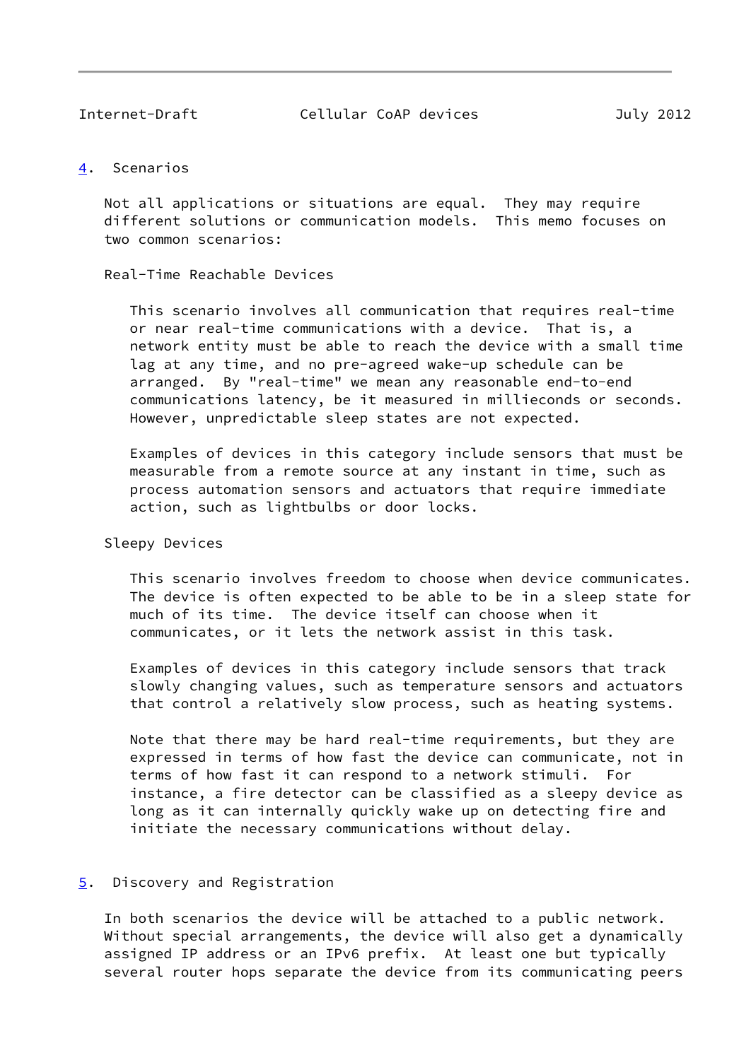## 4. Scenarios

Not all applications or situations are equal. They may require different solutions or communication models. This memo focuses on two common scenarios:

Real-Time Reachable Devices

This scenario involves all communication that requires real-time or near real-time communications with a device. That is, a network entity must be able to reach the device with a small time lag at any time, and no pre-agreed wake-up schedule can be arranged. By "real-time" we mean any reasonable end-to-end communications latency, be it measured in millieconds or seconds. However, unpredictable sleep states are not expected.

Examples of devices in this category include sensors that must be measurable from a remote source at any instant in time, such as process automation sensors and actuators that require immediate action, such as lightbulbs or door locks.

Sleepy Devices

This scenario involves freedom to choose when device communicates. The device is often expected to be able to be in a sleep state for much of its time. The device itself can choose when it communicates, or it lets the network assist in this task.

Examples of devices in this category include sensors that track slowly changing values, such as temperature sensors and actuators that control a relatively slow process, such as heating systems.

Note that there may be hard real-time requirements, but they are expressed in terms of how fast the device can communicate, not in terms of how fast it can respond to a network stimuli. For instance, a fire detector can be classified as a sleepy device as long as it can internally quickly wake up on detecting fire and initiate the necessary communications without delay.

## 5. Discovery and Registration

In both scenarios the device will be attached to a public network. Without special arrangements, the device will also get a dynamically assigned IP address or an IPv6 prefix. At least one but typically several router hops separate the device from its communicating peers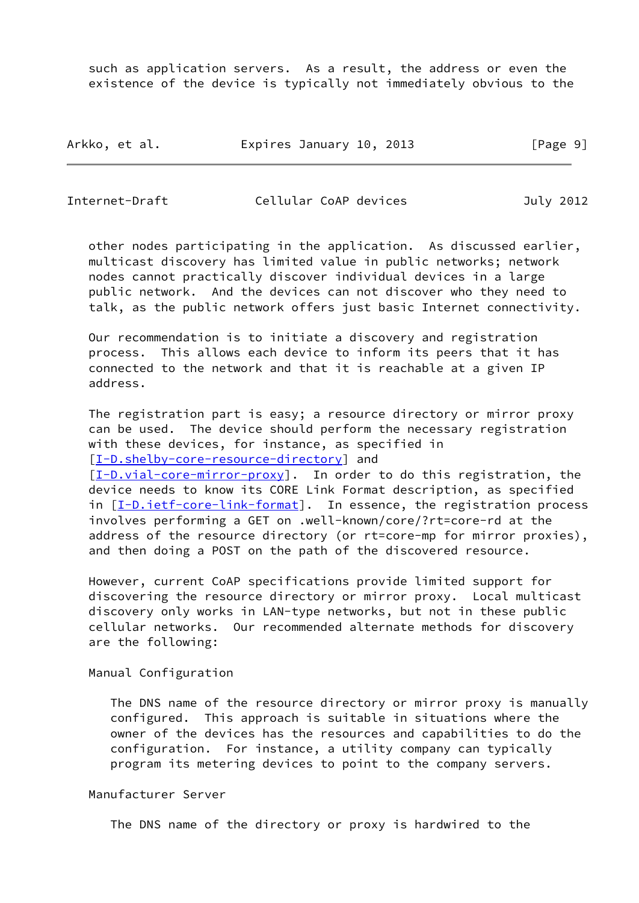such as application servers. As a result, the address or even the existence of the device is typically not immediately obvious to the other nodes participating in the application. As discussed earlier, multicast discovery has limited value in public networks; network nodes cannot practically discover individual devices in a large public network. And the devices can not discover who they need to talk, as the public network offers just basic Internet connectivity.

Our recommendation is to initiate a discovery and registration process. This allows each device to inform its peers that it has connected to the network and that it is reachable at a given IP address.

The registration part is easy; a resource directory or mirror proxy can be used. The device should perform the necessary registration with these devices, for instance, as specified in [I-D.shelby-core-resource-directory] and [I-D.vial-core-mirror-proxy]. In order to do this registration, the device needs to know its CORE Link Format description, as specified in [I-D.ietf-core-link-format]. In essence, the registration process involves performing a GET on .well-known/core/?rt=core-rd at the address of the resource directory (or rt=core-mp for mirror proxies), and then doing a POST on the path of the discovered resource.

However, current CoAP specifications provide limited support for discovering the resource directory or mirror proxy. Local multicast discovery only works in LAN-type networks, but not in these public cellular networks. Our recommended alternate methods for discovery are the following:

Manual Configuration

The DNS name of the resource directory or mirror proxy is manually configured. This approach is suitable in situations where the owner of the devices has the resources and capabilities to do the configuration. For instance, a utility company can typically program its metering devices to point to the company servers.

Manufacturer Server

The DNS name of the directory or proxy is hardwired to the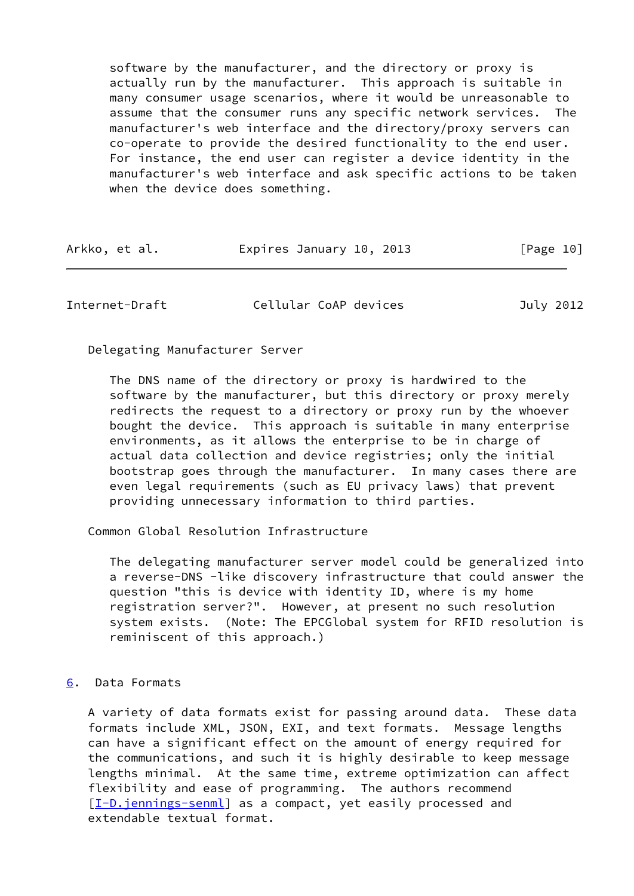software by the manufacturer, and the directory or proxy is actually run by the manufacturer. This approach is suitable in many consumer usage scenarios, where it would be unreasonable to assume that the consumer runs any specific network services. The manufacturer's web interface and the directory/proxy servers can co-operate to provide the desired functionality to the end user. For instance, the end user can register a device identity in the manufacturer's web interface and ask specific actions to be taken when the device does something.

Delegating Manufacturer Server

The DNS name of the directory or proxy is hardwired to the software by the manufacturer, but this directory or proxy merely redirects the request to a directory or proxy run by the whoever bought the device. This approach is suitable in many enterprise environments, as it allows the enterprise to be in charge of actual data collection and device registries; only the initial bootstrap goes through the manufacturer. In many cases there are even legal requirements (such as EU privacy laws) that prevent providing unnecessary information to third parties.

Common Global Resolution Infrastructure

The delegating manufacturer server model could be generalized into a reverse-DNS -like discovery infrastructure that could answer the question "this is device with identity ID, where is my home registration server?". However, at present no such resolution system exists. (Note: The EPCGlobal system for RFID resolution is reminiscent of this approach.)

## 6. Data Formats

A variety of data formats exist for passing around data. These data formats include XML, JSON, EXI, and text formats. Message lengths can have a significant effect on the amount of energy required for the communications, and such it is highly desirable to keep message lengths minimal. At the same time, extreme optimization can affect flexibility and ease of programming. The authors recommend [I-D.jennings-senml] as a compact, yet easily processed and extendable textual format.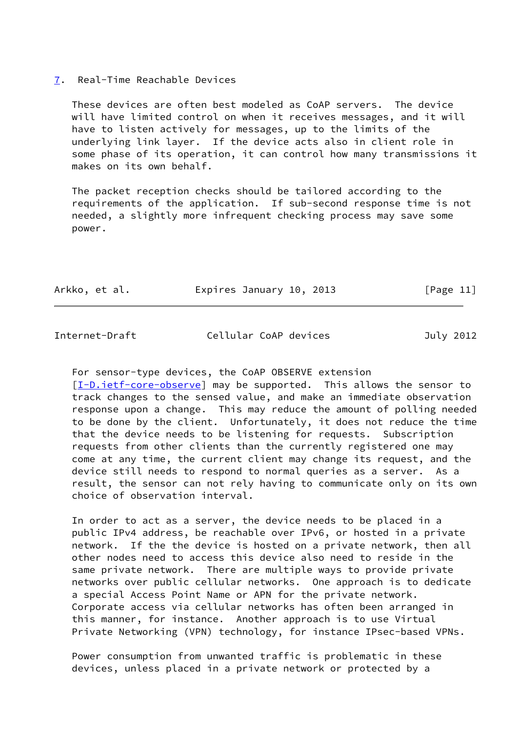## 7. Real-Time Reachable Devices

These devices are often best modeled as CoAP servers. The device will have limited control on when it receives messages, and it will have to listen actively for messages, up to the limits of the underlying link layer. If the device acts also in client role in some phase of its operation, it can control how many transmissions it makes on its own behalf.

The packet reception checks should be tailored according to the requirements of the application. If sub-second response time is not needed, a slightly more infrequent checking process may save some power.

For sensor-type devices, the CoAP OBSERVE extension [I-D.ietf-core-observe] may be supported. This allows the sensor to track changes to the sensed value, and make an immediate observation response upon a change. This may reduce the amount of polling needed to be done by the client. Unfortunately, it does not reduce the time that the device needs to be listening for requests. Subscription requests from other clients than the currently registered one may come at any time, the current client may change its request, and the device still needs to respond to normal queries as a server. As a result, the sensor can not rely having to communicate only on its own choice of observation interval.

In order to act as a server, the device needs to be placed in a public IPv4 address, be reachable over IPv6, or hosted in a private network. If the the device is hosted on a private network, then all other nodes need to access this device also need to reside in the same private network. There are multiple ways to provide private networks over public cellular networks. One approach is to dedicate a special Access Point Name or APN for the private network. Corporate access via cellular networks has often been arranged in this manner, for instance. Another approach is to use Virtual Private Networking (VPN) technology, for instance IPsec-based VPNs.

Power consumption from unwanted traffic is problematic in these devices, unless placed in a private network or protected by a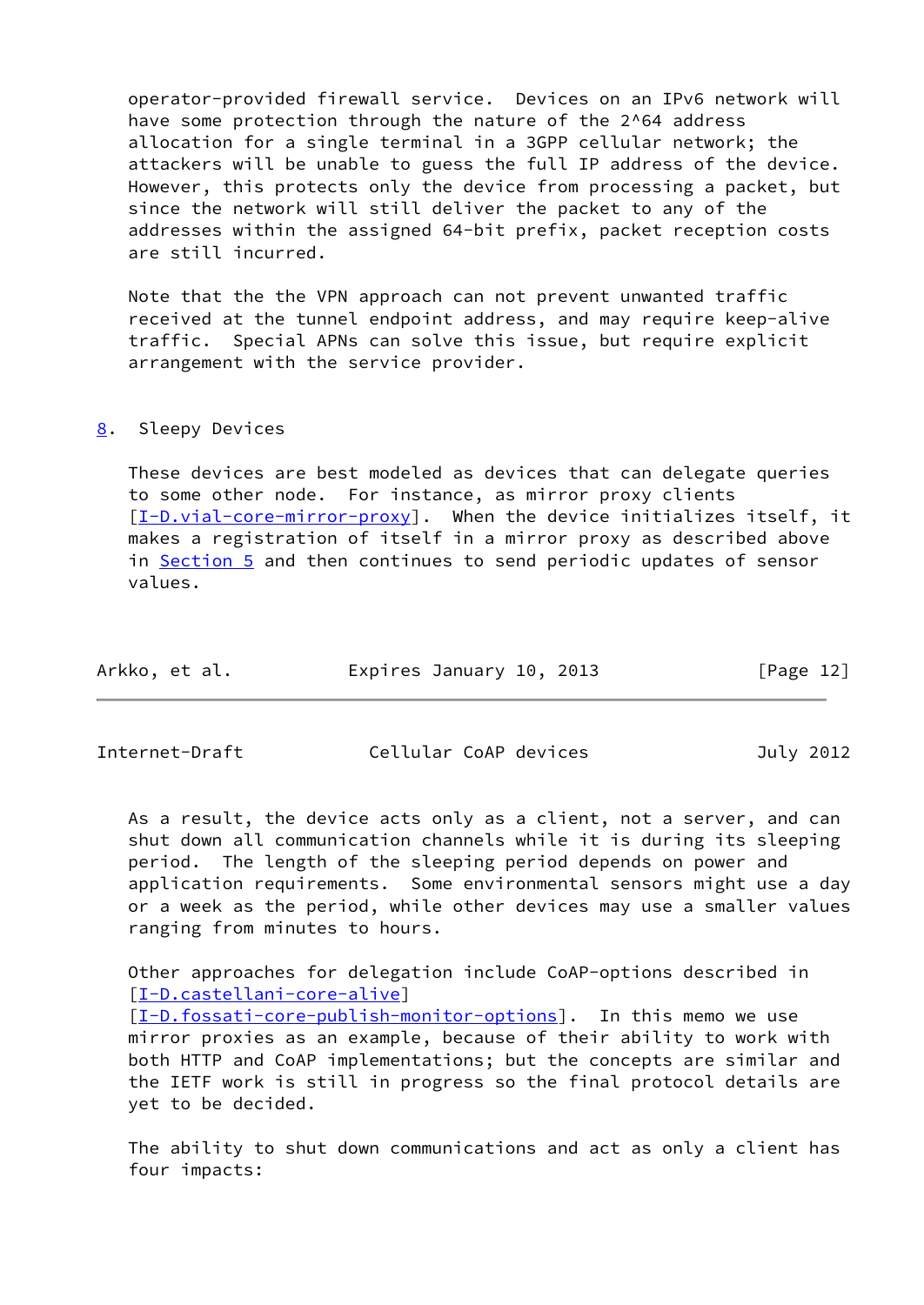operator-provided firewall service. Devices on an IPv6 network will have some protection through the nature of the $2^{64}$ address allocation for a single terminal in a 3GPP cellular network; the attackers will be unable to guess the full IP address of the device. However, this protects only the device from processing a packet, but since the network will still deliver the packet to any of the addresses within the assigned 64-bit prefix, packet reception costs are still incurred.

Note that the the VPN approach can not prevent unwanted traffic received at the tunnel endpoint address, and may require keep-alive traffic. Special APNs can solve this issue, but require explicit arrangement with the service provider.

## 8. Sleepy Devices

These devices are best modeled as devices that can delegate queries to some other node. For instance, as mirror proxy clients [I-D.vial-core-mirror-proxy]. When the device initializes itself, it makes a registration of itself in a mirror proxy as described above in Section 5 and then continues to send periodic updates of sensor values.

As a result, the device acts only as a client, not a server, and can shut down all communication channels while it is during its sleeping period. The length of the sleeping period depends on power and application requirements. Some environmental sensors might use a day or a week as the period, while other devices may use a smaller values ranging from minutes to hours.

Other approaches for delegation include CoAP-options described in [I-D.castellani-core-alive] [I-D.fossati-core-publish-monitor-options]. In this memo we use mirror proxies as an example, because of their ability to work with both HTTP and CoAP implementations; but the concepts are similar and the IETF work is still in progress so the final protocol details are yet to be decided.

The ability to shut down communications and act as only a client has four impacts: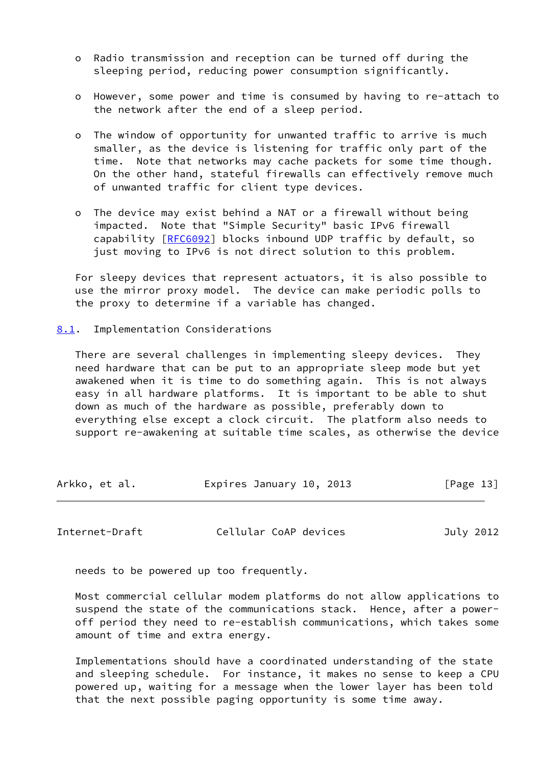- Radio transmission and reception can be turned off during the sleeping period, reducing power consumption significantly.

- However, some power and time is consumed by having to re-attach to the network after the end of a sleep period.

- The window of opportunity for unwanted traffic to arrive is much smaller, as the device is listening for traffic only part of the time. Note that networks may cache packets for some time though. On the other hand, stateful firewalls can effectively remove much of unwanted traffic for client type devices.

- The device may exist behind a NAT or a firewall without being impacted. Note that "Simple Security" basic IPv6 firewall capability [RFC6092] blocks inbound UDP traffic by default, so just moving to IPv6 is not direct solution to this problem.

For sleepy devices that represent actuators, it is also possible to use the mirror proxy model. The device can make periodic polls to the proxy to determine if a variable has changed.

## 8.1. Implementation Considerations

There are several challenges in implementing sleepy devices. They need hardware that can be put to an appropriate sleep mode but yet awakened when it is time to do something again. This is not always easy in all hardware platforms. It is important to be able to shut down as much of the hardware as possible, preferably down to everything else except a clock circuit. The platform also needs to support re-awakening at suitable time scales, as otherwise the device needs to be powered up too frequently.

Most commercial cellular modem platforms do not allow applications to suspend the state of the communications stack. Hence, after a power-off period they need to re-establish communications, which takes some amount of time and extra energy.

Implementations should have a coordinated understanding of the state and sleeping schedule. For instance, it makes no sense to keep a CPU powered up, waiting for a message when the lower layer has been told that the next possible paging opportunity is some time away.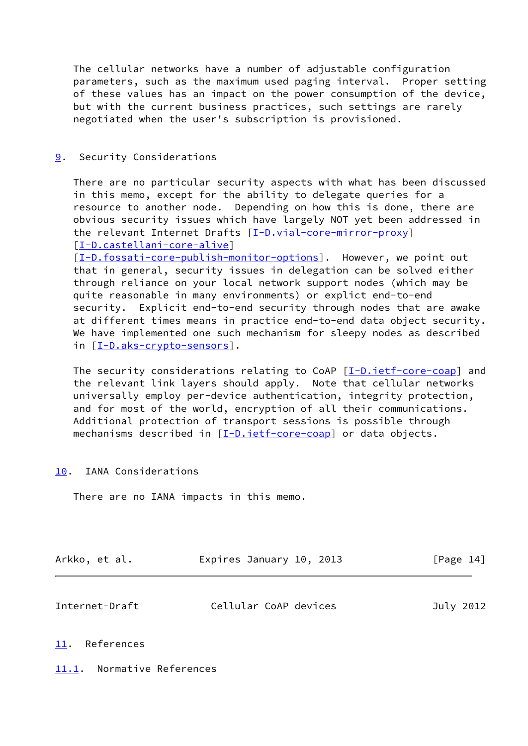The cellular networks have a number of adjustable configuration parameters, such as the maximum used paging interval. Proper setting of these values has an impact on the power consumption of the device, but with the current business practices, such settings are rarely negotiated when the user's subscription is provisioned.

## 9. Security Considerations

There are no particular security aspects with what has been discussed in this memo, except for the ability to delegate queries for a resource to another node. Depending on how this is done, there are obvious security issues which have largely NOT yet been addressed in the relevant Internet Drafts [I-D.vial-core-mirror-proxy] [I-D.castellani-core-alive] [I-D.fossati-core-publish-monitor-options]. However, we point out that in general, security issues in delegation can be solved either through reliance on your local network support nodes (which may be quite reasonable in many environments) or explicit end-to-end security. Explicit end-to-end security through nodes that are awake at different times means in practice end-to-end data object security. We have implemented one such mechanism for sleepy nodes as described in [I-D.aks-crypto-sensors].

The security considerations relating to CoAP [I-D.ietf-core-coap] and the relevant link layers should apply. Note that cellular networks universally employ per-device authentication, integrity protection, and for most of the world, encryption of all their communications. Additional protection of transport sessions is possible through mechanisms described in [I-D.ietf-core-coap] or data objects.

## 10. IANA Considerations

There are no IANA impacts in this memo.

## 11. References

### 11.1. Normative References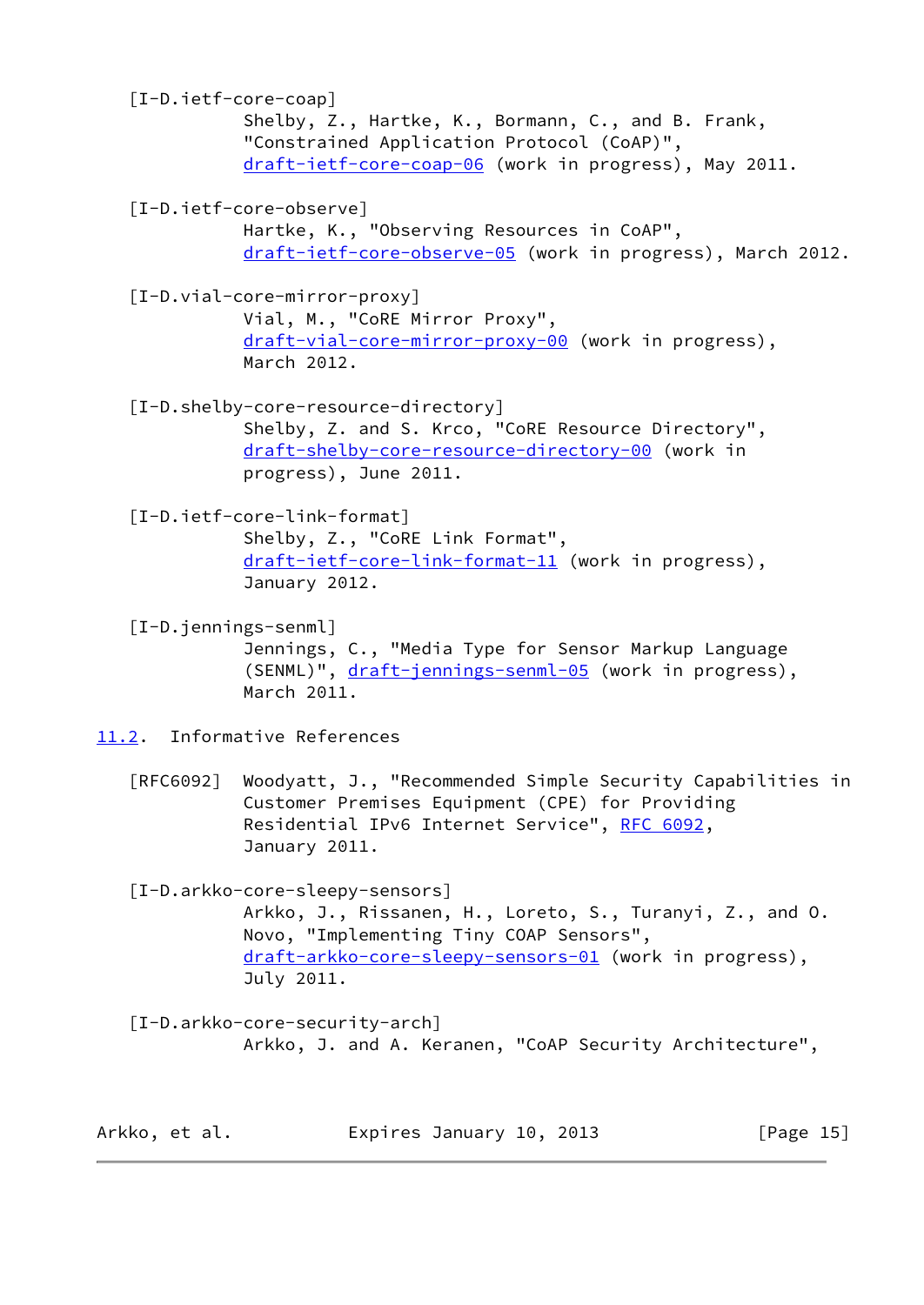[I-D.ietf-core-coap]
Shelby, Z., Hartke, K., Bormann, C., and B. Frank, "Constrained Application Protocol (CoAP)", draft-ietf-core-coap-06 (work in progress), May 2011.

[I-D.ietf-core-observe]
Hartke, K., "Observing Resources in CoAP", draft-ietf-core-observe-05 (work in progress), March 2012.

[I-D.vial-core-mirror-proxy]
Vial, M., "CoRE Mirror Proxy", draft-vial-core-mirror-proxy-00 (work in progress), March 2012.

[I-D.shelby-core-resource-directory]
Shelby, Z. and S. Krco, "CoRE Resource Directory", draft-shelby-core-resource-directory-00 (work in progress), June 2011.

[I-D.ietf-core-link-format]
Shelby, Z., "CoRE Link Format", draft-ietf-core-link-format-11 (work in progress), January 2012.

[I-D.jennings-senml]
Jennings, C., "Media Type for Sensor Markup Language (SENML)", draft-jennings-senml-05 (work in progress), March 2011.

## 11.2. Informative References

[RFC6092] Woodyatt, J., "Recommended Simple Security Capabilities in Customer Premises Equipment (CPE) for Providing Residential IPv6 Internet Service", RFC 6092, January 2011.

[I-D.arkko-core-sleepy-sensors]
Arkko, J., Rissanen, H., Loreto, S., Turanyi, Z., and O. Novo, "Implementing Tiny COAP Sensors", draft-arkko-core-sleepy-sensors-01 (work in progress), July 2011.

[I-D.arkko-core-security-arch]
Arkko, J. and A. Keranen, "CoAP Security Architecture",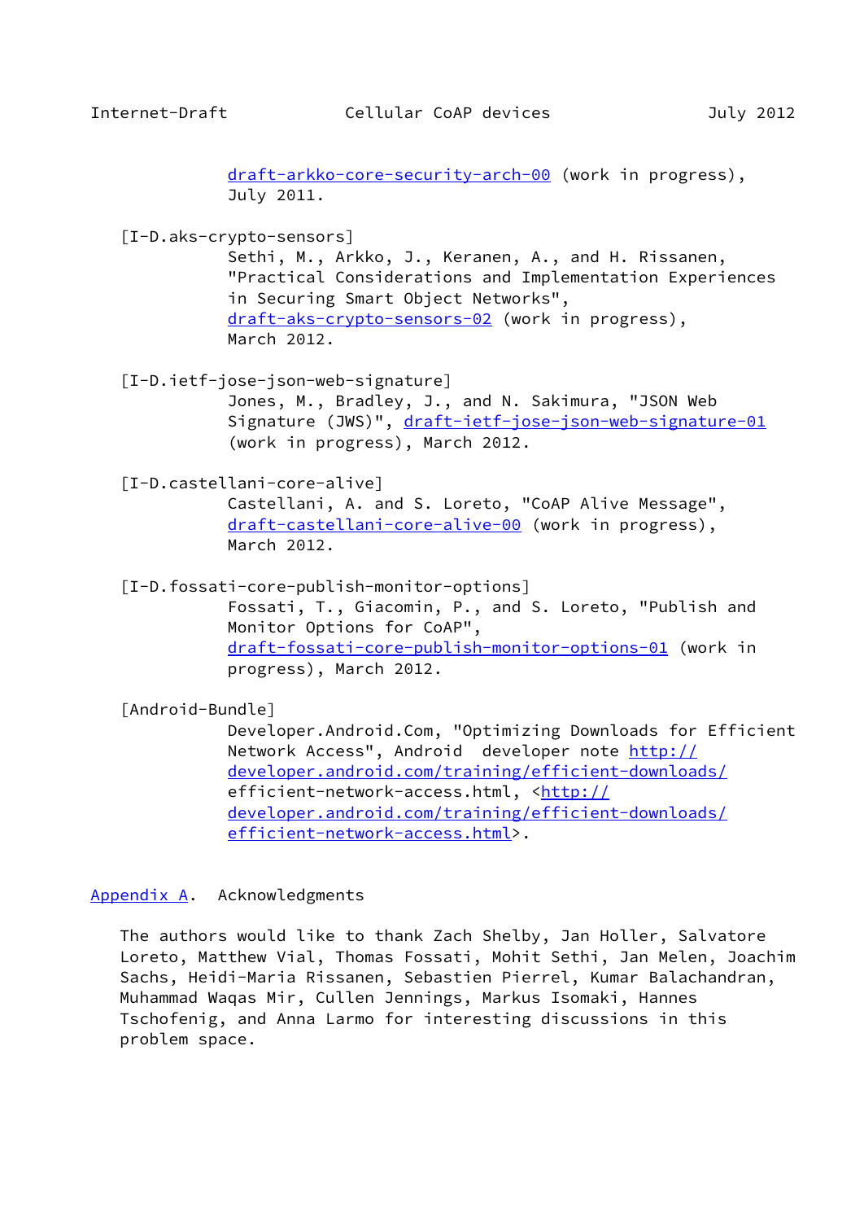draft-arkko-core-security-arch-00 (work in progress), July 2011.

[I-D.aks-crypto-sensors]
Sethi, M., Arkko, J., Keranen, A., and H. Rissanen, "Practical Considerations and Implementation Experiences in Securing Smart Object Networks", draft-aks-crypto-sensors-02 (work in progress), March 2012.

[I-D.ietf-jose-json-web-signature]
Jones, M., Bradley, J., and N. Sakimura, "JSON Web Signature (JWS)", draft-ietf-jose-json-web-signature-01 (work in progress), March 2012.

[I-D.castellani-core-alive]
Castellani, A. and S. Loreto, "CoAP Alive Message", draft-castellani-core-alive-00 (work in progress), March 2012.

[I-D.fossati-core-publish-monitor-options]
Fossati, T., Giacomin, P., and S. Loreto, "Publish and Monitor Options for CoAP", draft-fossati-core-publish-monitor-options-01 (work in progress), March 2012.

[Android-Bundle]
Developer.Android.Com, "Optimizing Downloads for Efficient Network Access", Android developer note http://developer.android.com/training/efficient-downloads/efficient-network-access.html, <http://developer.android.com/training/efficient-downloads/efficient-network-access.html>.

## Appendix A. Acknowledgments

The authors would like to thank Zach Shelby, Jan Holler, Salvatore Loreto, Matthew Vial, Thomas Fossati, Mohit Sethi, Jan Melen, Joachim Sachs, Heidi-Maria Rissanen, Sebastien Pierrel, Kumar Balachandran, Muhammad Waqas Mir, Cullen Jennings, Markus Isomaki, Hannes Tschofenig, and Anna Larmo for interesting discussions in this problem space.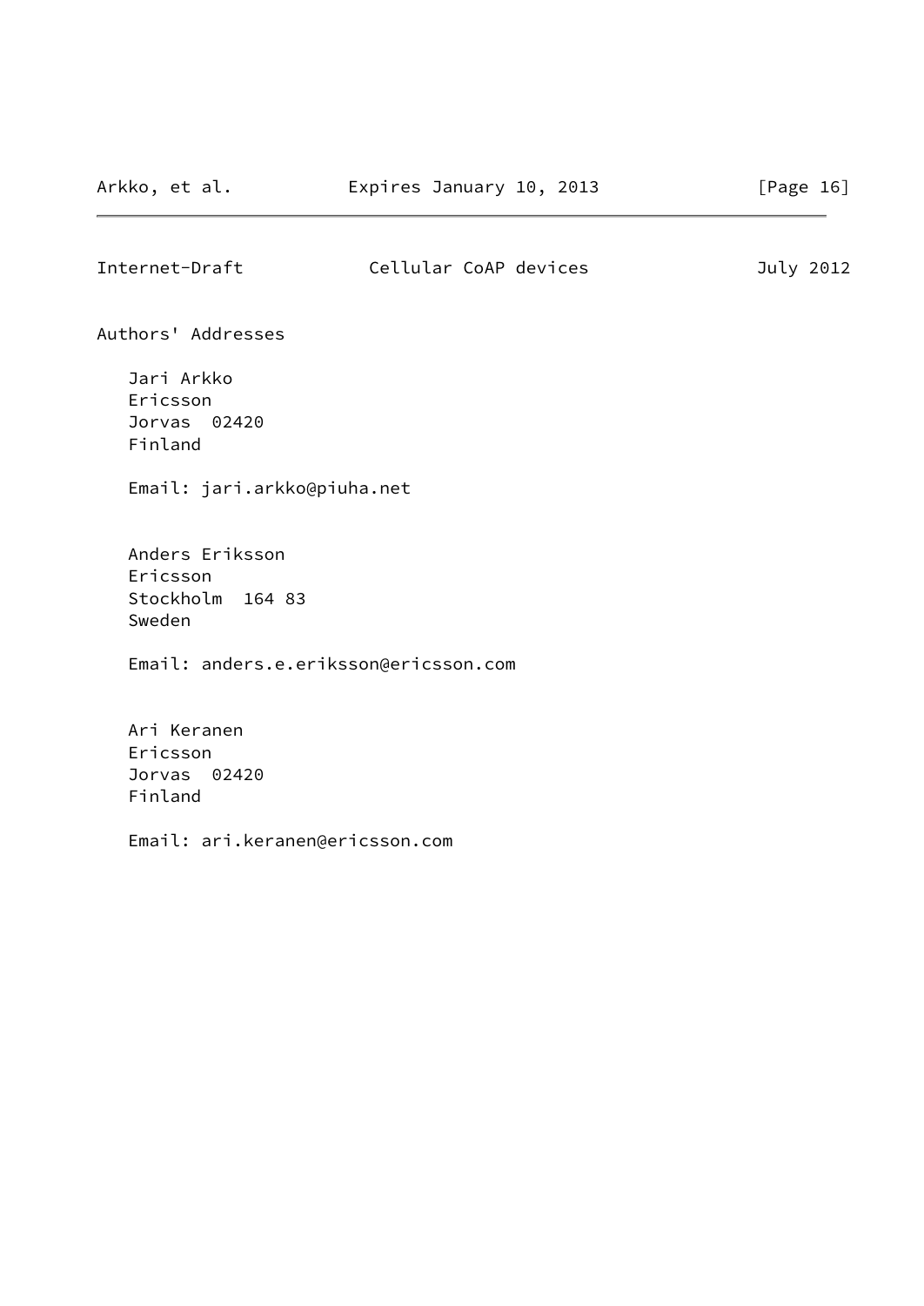## Authors' Addresses

Jari Arkko
Ericsson
Jorvas 02420
Finland

Email: jari.arkko@piuha.net

Anders Eriksson
Ericsson
Stockholm 164 83
Sweden

Email: anders.e.eriksson@ericsson.com

Ari Keranen
Ericsson
Jorvas 02420
Finland

Email: ari.keranen@ericsson.com